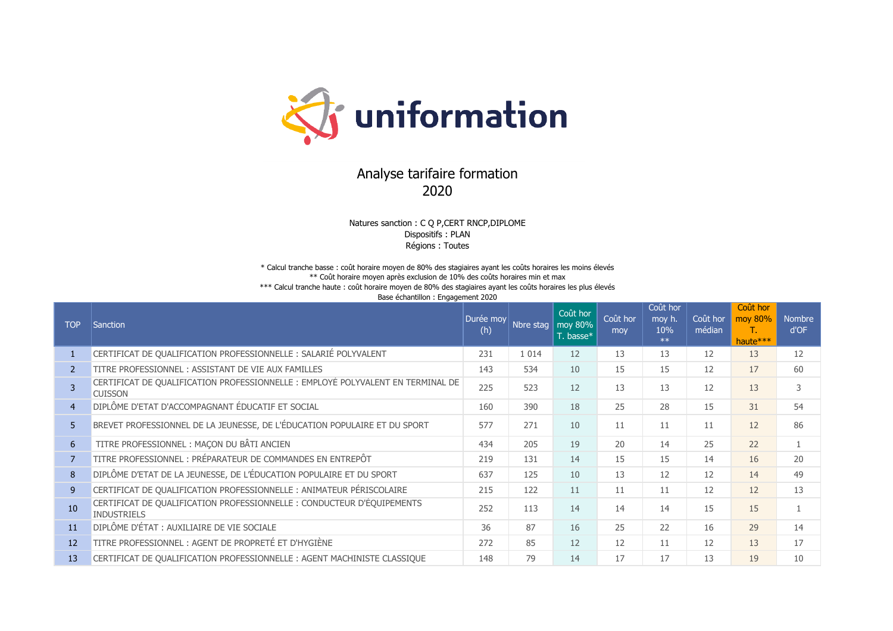uniformation

# Analyse tarifaire formation
# 2020

Natures sanction : C Q P,CERT RNCP,DIPLOME
Dispositifs : PLAN
Régions : Toutes

\* Calcul tranche basse : coût horaire moyen de 80% des stagiaires ayant les coûts horaires les moins élevés
\*\* Coût horaire moyen après exclusion de 10% des coûts horaires min et max
\*\*\* Calcul tranche haute : coût horaire moyen de 80% des stagiaires ayant les coûts horaires les plus élevés
Base échantillon : Engagement 2020

| TOP | Sanction | Durée moy (h) | Nbre stag | Coût hor moy 80% T. basse* | Coût hor moy | Coût hor moy h. 10% ** | Coût hor médian | Coût hor moy 80% T. haute*** | Nombre d'OF |
|---|---|---|---|---|---|---|---|---|---|
| 1 | CERTIFICAT DE QUALIFICATION PROFESSIONNELLE : SALARIÉ POLYVALENT | 231 | 1 014 | 12 | 13 | 13 | 12 | 13 | 12 |
| 2 | TITRE PROFESSIONNEL : ASSISTANT DE VIE AUX FAMILLES | 143 | 534 | 10 | 15 | 15 | 12 | 17 | 60 |
| 3 | CERTIFICAT DE QUALIFICATION PROFESSIONNELLE : EMPLOYÉ POLYVALENT EN TERMINAL DE CUISSON | 225 | 523 | 12 | 13 | 13 | 12 | 13 | 3 |
| 4 | DIPLÔME D'ETAT D'ACCOMPAGNANT ÉDUCATIF ET SOCIAL | 160 | 390 | 18 | 25 | 28 | 15 | 31 | 54 |
| 5 | BREVET PROFESSIONNEL DE LA JEUNESSE, DE L'ÉDUCATION POPULAIRE ET DU SPORT | 577 | 271 | 10 | 11 | 11 | 11 | 12 | 86 |
| 6 | TITRE PROFESSIONNEL : MAÇON DU BÂTI ANCIEN | 434 | 205 | 19 | 20 | 14 | 25 | 22 | 1 |
| 7 | TITRE PROFESSIONNEL : PRÉPARATEUR DE COMMANDES EN ENTREPÔT | 219 | 131 | 14 | 15 | 15 | 14 | 16 | 20 |
| 8 | DIPLÔME D'ETAT DE LA JEUNESSE, DE L'ÉDUCATION POPULAIRE ET DU SPORT | 637 | 125 | 10 | 13 | 12 | 12 | 14 | 49 |
| 9 | CERTIFICAT DE QUALIFICATION PROFESSIONNELLE : ANIMATEUR PÉRISCOLAIRE | 215 | 122 | 11 | 11 | 11 | 12 | 12 | 13 |
| 10 | CERTIFICAT DE QUALIFICATION PROFESSIONNELLE : CONDUCTEUR D'ÉQUIPEMENTS INDUSTRIELS | 252 | 113 | 14 | 14 | 14 | 15 | 15 | 1 |
| 11 | DIPLÔME D'ÉTAT : AUXILIAIRE DE VIE SOCIALE | 36 | 87 | 16 | 25 | 22 | 16 | 29 | 14 |
| 12 | TITRE PROFESSIONNEL : AGENT DE PROPRETÉ ET D'HYGIÈNE | 272 | 85 | 12 | 12 | 11 | 12 | 13 | 17 |
| 13 | CERTIFICAT DE QUALIFICATION PROFESSIONNELLE : AGENT MACHINISTE CLASSIQUE | 148 | 79 | 14 | 17 | 17 | 13 | 19 | 10 |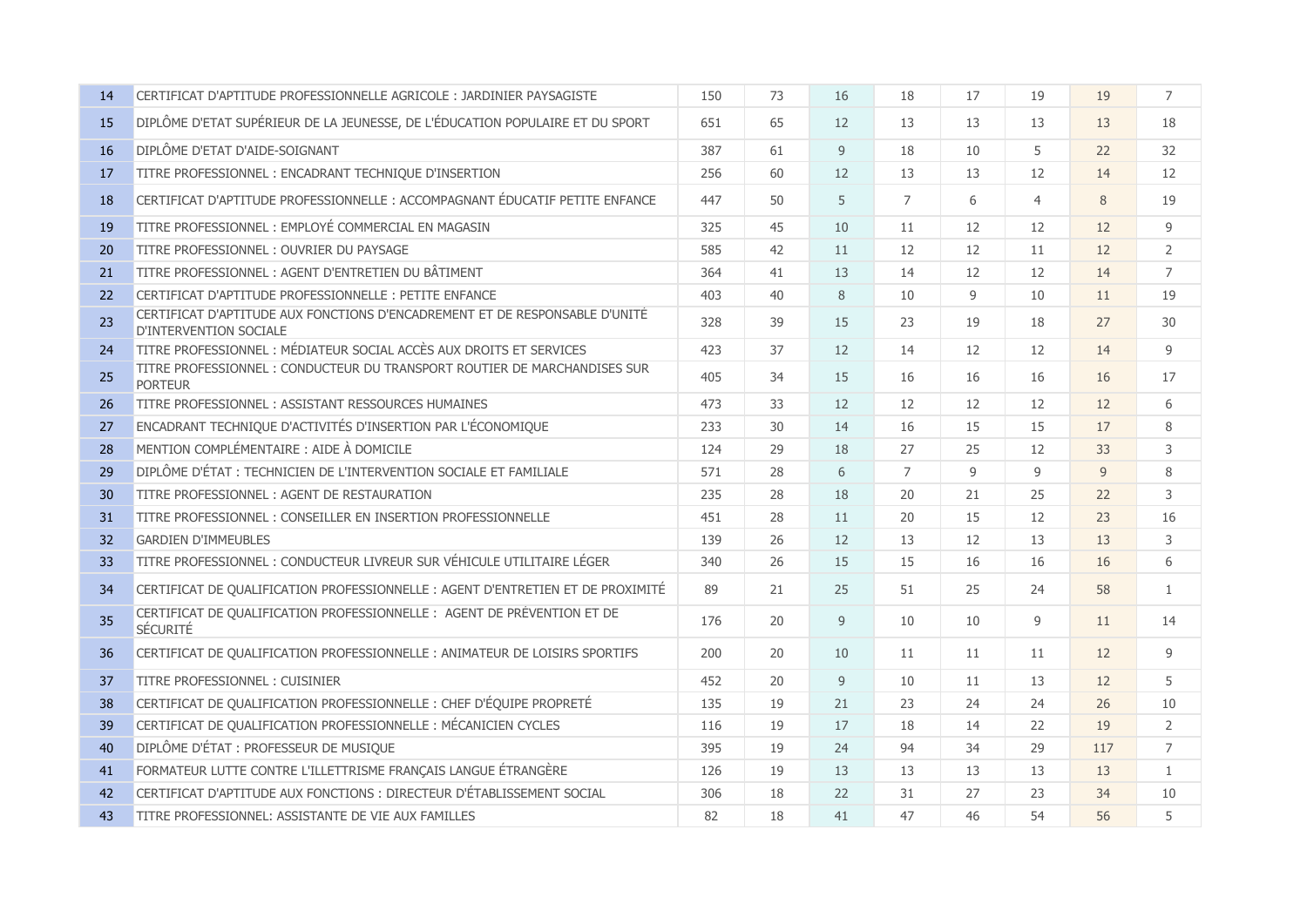| | | | | | | | | | |
|---|---|---|---|---|---|---|---|---|---|
| 14 | CERTIFICAT D'APTITUDE PROFESSIONNELLE AGRICOLE : JARDINIER PAYSAGISTE | 150 | 73 | 16 | 18 | 17 | 19 | 19 | 7 |
| 15 | DIPLÔME D'ETAT SUPÉRIEUR DE LA JEUNESSE, DE L'ÉDUCATION POPULAIRE ET DU SPORT | 651 | 65 | 12 | 13 | 13 | 13 | 13 | 18 |
| 16 | DIPLÔME D'ETAT D'AIDE-SOIGNANT | 387 | 61 | 9 | 18 | 10 | 5 | 22 | 32 |
| 17 | TITRE PROFESSIONNEL : ENCADRANT TECHNIQUE D'INSERTION | 256 | 60 | 12 | 13 | 13 | 12 | 14 | 12 |
| 18 | CERTIFICAT D'APTITUDE PROFESSIONNELLE : ACCOMPAGNANT ÉDUCATIF PETITE ENFANCE | 447 | 50 | 5 | 7 | 6 | 4 | 8 | 19 |
| 19 | TITRE PROFESSIONNEL : EMPLOYÉ COMMERCIAL EN MAGASIN | 325 | 45 | 10 | 11 | 12 | 12 | 12 | 9 |
| 20 | TITRE PROFESSIONNEL : OUVRIER DU PAYSAGE | 585 | 42 | 11 | 12 | 12 | 11 | 12 | 2 |
| 21 | TITRE PROFESSIONNEL : AGENT D'ENTRETIEN DU BÂTIMENT | 364 | 41 | 13 | 14 | 12 | 12 | 14 | 7 |
| 22 | CERTIFICAT D'APTITUDE PROFESSIONNELLE : PETITE ENFANCE | 403 | 40 | 8 | 10 | 9 | 10 | 11 | 19 |
| 23 | CERTIFICAT D'APTITUDE AUX FONCTIONS D'ENCADREMENT ET DE RESPONSABLE D'UNITÉ D'INTERVENTION SOCIALE | 328 | 39 | 15 | 23 | 19 | 18 | 27 | 30 |
| 24 | TITRE PROFESSIONNEL : MÉDIATEUR SOCIAL ACCÈS AUX DROITS ET SERVICES | 423 | 37 | 12 | 14 | 12 | 12 | 14 | 9 |
| 25 | TITRE PROFESSIONNEL : CONDUCTEUR DU TRANSPORT ROUTIER DE MARCHANDISES SUR PORTEUR | 405 | 34 | 15 | 16 | 16 | 16 | 16 | 17 |
| 26 | TITRE PROFESSIONNEL : ASSISTANT RESSOURCES HUMAINES | 473 | 33 | 12 | 12 | 12 | 12 | 12 | 6 |
| 27 | ENCADRANT TECHNIQUE D'ACTIVITÉS D'INSERTION PAR L'ÉCONOMIQUE | 233 | 30 | 14 | 16 | 15 | 15 | 17 | 8 |
| 28 | MENTION COMPLÉMENTAIRE : AIDE À DOMICILE | 124 | 29 | 18 | 27 | 25 | 12 | 33 | 3 |
| 29 | DIPLÔME D'ÉTAT : TECHNICIEN DE L'INTERVENTION SOCIALE ET FAMILIALE | 571 | 28 | 6 | 7 | 9 | 9 | 9 | 8 |
| 30 | TITRE PROFESSIONNEL : AGENT DE RESTAURATION | 235 | 28 | 18 | 20 | 21 | 25 | 22 | 3 |
| 31 | TITRE PROFESSIONNEL : CONSEILLER EN INSERTION PROFESSIONNELLE | 451 | 28 | 11 | 20 | 15 | 12 | 23 | 16 |
| 32 | GARDIEN D'IMMEUBLES | 139 | 26 | 12 | 13 | 12 | 13 | 13 | 3 |
| 33 | TITRE PROFESSIONNEL : CONDUCTEUR LIVREUR SUR VÉHICULE UTILITAIRE LÉGER | 340 | 26 | 15 | 15 | 16 | 16 | 16 | 6 |
| 34 | CERTIFICAT DE QUALIFICATION PROFESSIONNELLE : AGENT D'ENTRETIEN ET DE PROXIMITÉ | 89 | 21 | 25 | 51 | 25 | 24 | 58 | 1 |
| 35 | CERTIFICAT DE QUALIFICATION PROFESSIONNELLE : AGENT DE PRÉVENTION ET DE SÉCURITÉ | 176 | 20 | 9 | 10 | 10 | 9 | 11 | 14 |
| 36 | CERTIFICAT DE QUALIFICATION PROFESSIONNELLE : ANIMATEUR DE LOISIRS SPORTIFS | 200 | 20 | 10 | 11 | 11 | 11 | 12 | 9 |
| 37 | TITRE PROFESSIONNEL : CUISINIER | 452 | 20 | 9 | 10 | 11 | 13 | 12 | 5 |
| 38 | CERTIFICAT DE QUALIFICATION PROFESSIONNELLE : CHEF D'ÉQUIPE PROPRETÉ | 135 | 19 | 21 | 23 | 24 | 24 | 26 | 10 |
| 39 | CERTIFICAT DE QUALIFICATION PROFESSIONNELLE : MÉCANICIEN CYCLES | 116 | 19 | 17 | 18 | 14 | 22 | 19 | 2 |
| 40 | DIPLÔME D'ÉTAT : PROFESSEUR DE MUSIQUE | 395 | 19 | 24 | 94 | 34 | 29 | 117 | 7 |
| 41 | FORMATEUR LUTTE CONTRE L'ILLETTRISME FRANÇAIS LANGUE ÉTRANGÈRE | 126 | 19 | 13 | 13 | 13 | 13 | 13 | 1 |
| 42 | CERTIFICAT D'APTITUDE AUX FONCTIONS : DIRECTEUR D'ÉTABLISSEMENT SOCIAL | 306 | 18 | 22 | 31 | 27 | 23 | 34 | 10 |
| 43 | TITRE PROFESSIONNEL: ASSISTANTE DE VIE AUX FAMILLES | 82 | 18 | 41 | 47 | 46 | 54 | 56 | 5 |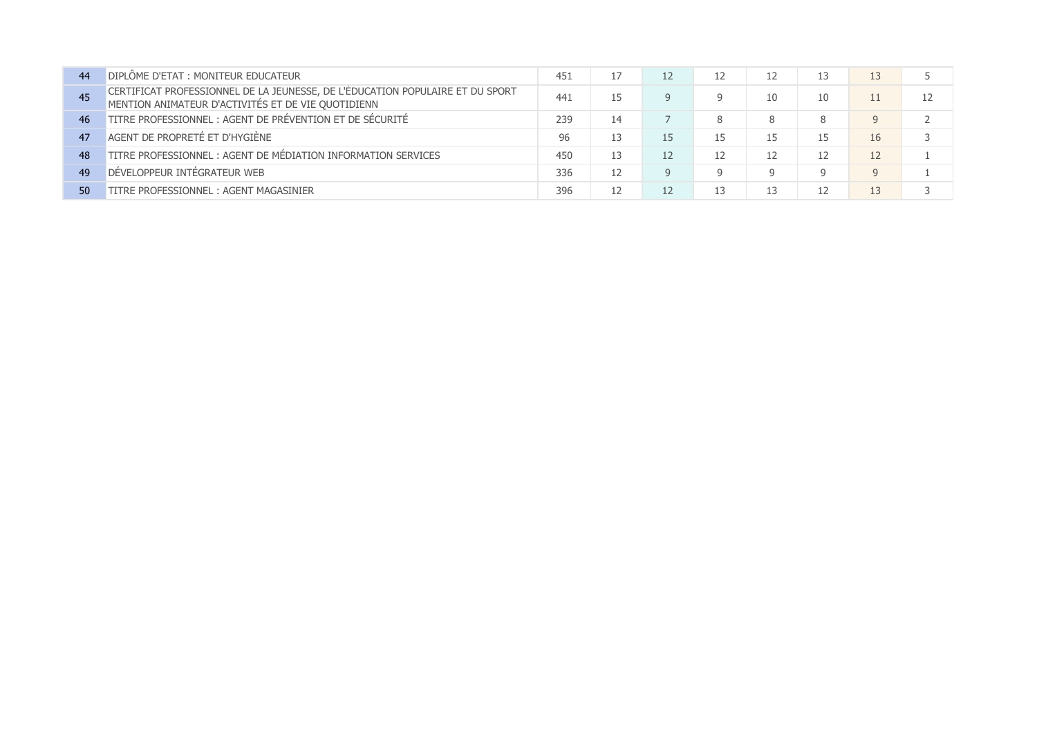| | | | | | | | | | |
|---|---|---|---|---|---|---|---|---|---|
| 44 | DIPLÔME D'ETAT : MONITEUR EDUCATEUR | 451 | 17 | 12 | 12 | 12 | 13 | 13 | 5 |
| 45 | CERTIFICAT PROFESSIONNEL DE LA JEUNESSE, DE L'ÉDUCATION POPULAIRE ET DU SPORT MENTION ANIMATEUR D'ACTIVITÉS ET DE VIE QUOTIDIENN | 441 | 15 | 9 | 9 | 10 | 10 | 11 | 12 |
| 46 | TITRE PROFESSIONNEL : AGENT DE PRÉVENTION ET DE SÉCURITÉ | 239 | 14 | 7 | 8 | 8 | 8 | 9 | 2 |
| 47 | AGENT DE PROPRETÉ ET D'HYGIÈNE | 96 | 13 | 15 | 15 | 15 | 15 | 16 | 3 |
| 48 | TITRE PROFESSIONNEL : AGENT DE MÉDIATION INFORMATION SERVICES | 450 | 13 | 12 | 12 | 12 | 12 | 12 | 1 |
| 49 | DÉVELOPPEUR INTÉGRATEUR WEB | 336 | 12 | 9 | 9 | 9 | 9 | 9 | 1 |
| 50 | TITRE PROFESSIONNEL : AGENT MAGASINIER | 396 | 12 | 12 | 13 | 13 | 12 | 13 | 3 |